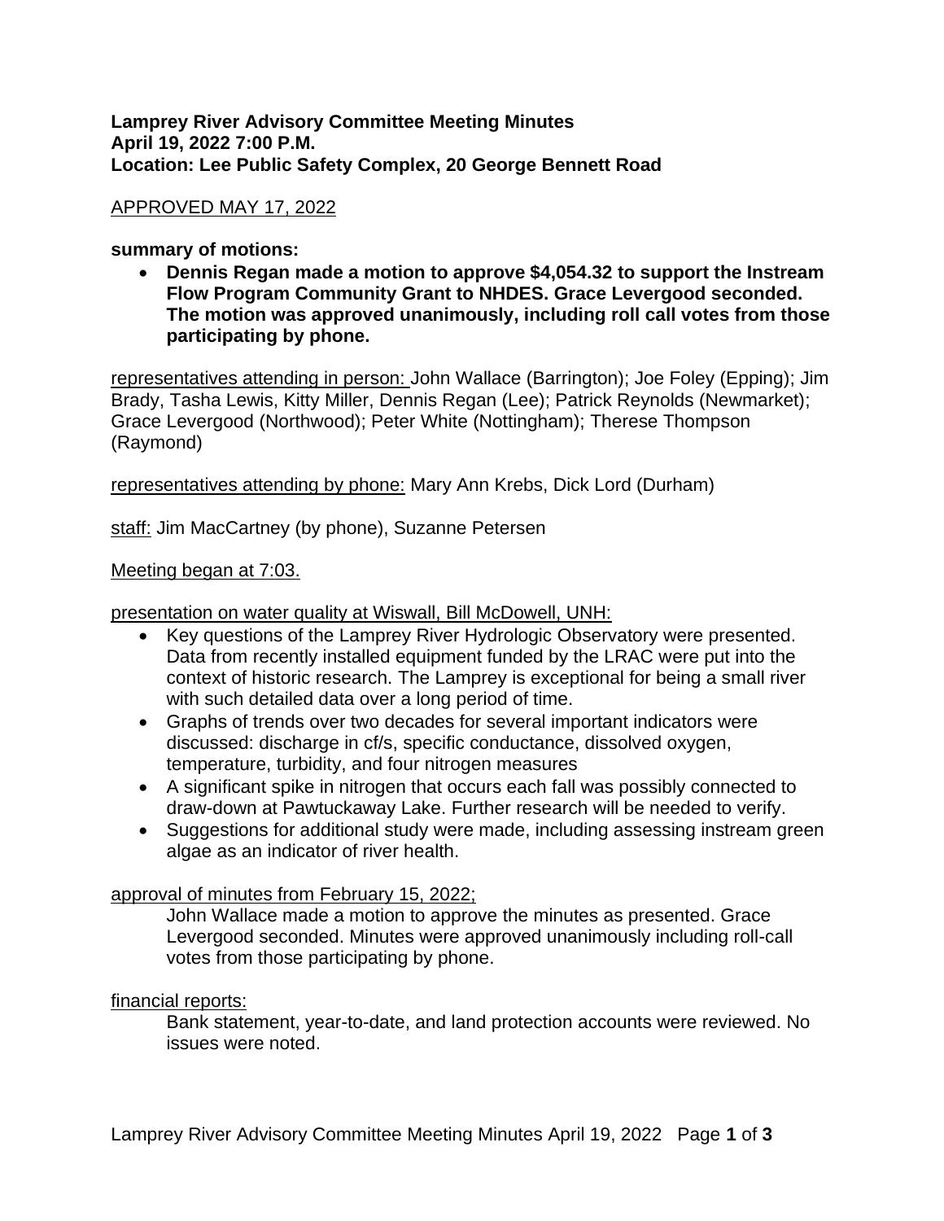**Lamprey River Advisory Committee Meeting Minutes**
**April 19, 2022 7:00 P.M.**
**Location: Lee Public Safety Complex, 20 George Bennett Road**

<u>APPROVED MAY 17, 2022</u>

**summary of motions:**

- **Dennis Regan made a motion to approve $4,054.32 to support the Instream Flow Program Community Grant to NHDES. Grace Levergood seconded. The motion was approved unanimously, including roll call votes from those participating by phone.**

<u>representatives attending in person:</u> John Wallace (Barrington); Joe Foley (Epping); Jim Brady, Tasha Lewis, Kitty Miller, Dennis Regan (Lee); Patrick Reynolds (Newmarket); Grace Levergood (Northwood); Peter White (Nottingham); Therese Thompson (Raymond)

<u>representatives attending by phone:</u> Mary Ann Krebs, Dick Lord (Durham)

<u>staff:</u> Jim MacCartney (by phone), Suzanne Petersen

<u>Meeting began at 7:03.</u>

<u>presentation on water quality at Wiswall, Bill McDowell, UNH:</u>

- Key questions of the Lamprey River Hydrologic Observatory were presented. Data from recently installed equipment funded by the LRAC were put into the context of historic research. The Lamprey is exceptional for being a small river with such detailed data over a long period of time.
- Graphs of trends over two decades for several important indicators were discussed: discharge in cf/s, specific conductance, dissolved oxygen, temperature, turbidity, and four nitrogen measures
- A significant spike in nitrogen that occurs each fall was possibly connected to draw-down at Pawtuckaway Lake. Further research will be needed to verify.
- Suggestions for additional study were made, including assessing instream green algae as an indicator of river health.

<u>approval of minutes from February 15, 2022;</u>

John Wallace made a motion to approve the minutes as presented. Grace Levergood seconded. Minutes were approved unanimously including roll-call votes from those participating by phone.

<u>financial reports:</u>

Bank statement, year-to-date, and land protection accounts were reviewed. No issues were noted.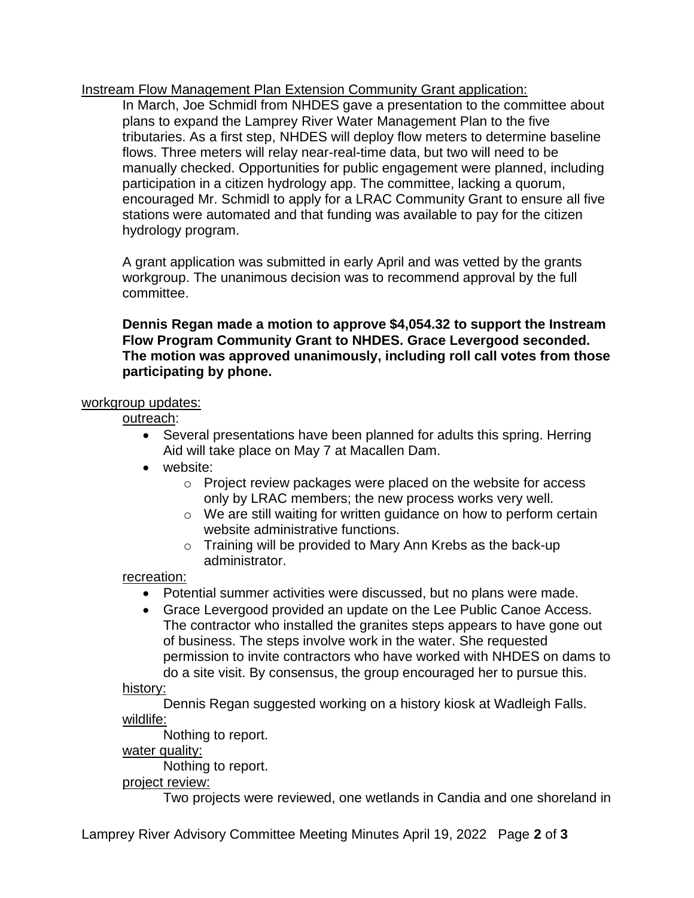Instream Flow Management Plan Extension Community Grant application:

In March, Joe Schmidl from NHDES gave a presentation to the committee about plans to expand the Lamprey River Water Management Plan to the five tributaries. As a first step, NHDES will deploy flow meters to determine baseline flows. Three meters will relay near-real-time data, but two will need to be manually checked. Opportunities for public engagement were planned, including participation in a citizen hydrology app. The committee, lacking a quorum, encouraged Mr. Schmidl to apply for a LRAC Community Grant to ensure all five stations were automated and that funding was available to pay for the citizen hydrology program.

A grant application was submitted in early April and was vetted by the grants workgroup. The unanimous decision was to recommend approval by the full committee.

**Dennis Regan made a motion to approve $4,054.32 to support the Instream Flow Program Community Grant to NHDES. Grace Levergood seconded. The motion was approved unanimously, including roll call votes from those participating by phone.**

workgroup updates:

outreach:

- Several presentations have been planned for adults this spring. Herring Aid will take place on May 7 at Macallen Dam.
- website:
  - Project review packages were placed on the website for access only by LRAC members; the new process works very well.
  - We are still waiting for written guidance on how to perform certain website administrative functions.
  - Training will be provided to Mary Ann Krebs as the back-up administrator.

recreation:

- Potential summer activities were discussed, but no plans were made.
- Grace Levergood provided an update on the Lee Public Canoe Access. The contractor who installed the granites steps appears to have gone out of business. The steps involve work in the water. She requested permission to invite contractors who have worked with NHDES on dams to do a site visit. By consensus, the group encouraged her to pursue this.

history:

Dennis Regan suggested working on a history kiosk at Wadleigh Falls.

wildlife:

Nothing to report.

water quality:

Nothing to report.

project review:

Two projects were reviewed, one wetlands in Candia and one shoreland in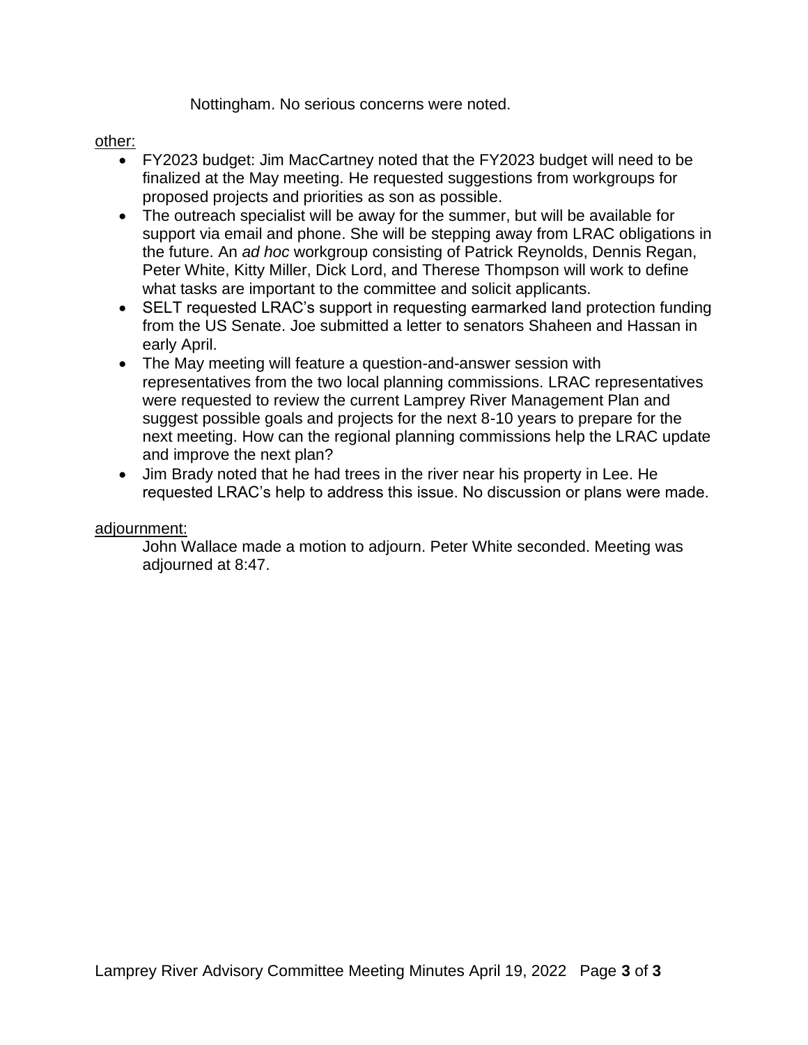Nottingham. No serious concerns were noted.

other:

- FY2023 budget: Jim MacCartney noted that the FY2023 budget will need to be finalized at the May meeting. He requested suggestions from workgroups for proposed projects and priorities as son as possible.
- The outreach specialist will be away for the summer, but will be available for support via email and phone. She will be stepping away from LRAC obligations in the future. An *ad hoc* workgroup consisting of Patrick Reynolds, Dennis Regan, Peter White, Kitty Miller, Dick Lord, and Therese Thompson will work to define what tasks are important to the committee and solicit applicants.
- SELT requested LRAC's support in requesting earmarked land protection funding from the US Senate. Joe submitted a letter to senators Shaheen and Hassan in early April.
- The May meeting will feature a question-and-answer session with representatives from the two local planning commissions. LRAC representatives were requested to review the current Lamprey River Management Plan and suggest possible goals and projects for the next 8-10 years to prepare for the next meeting. How can the regional planning commissions help the LRAC update and improve the next plan?
- Jim Brady noted that he had trees in the river near his property in Lee. He requested LRAC's help to address this issue. No discussion or plans were made.

adjournment:

John Wallace made a motion to adjourn. Peter White seconded. Meeting was adjourned at 8:47.